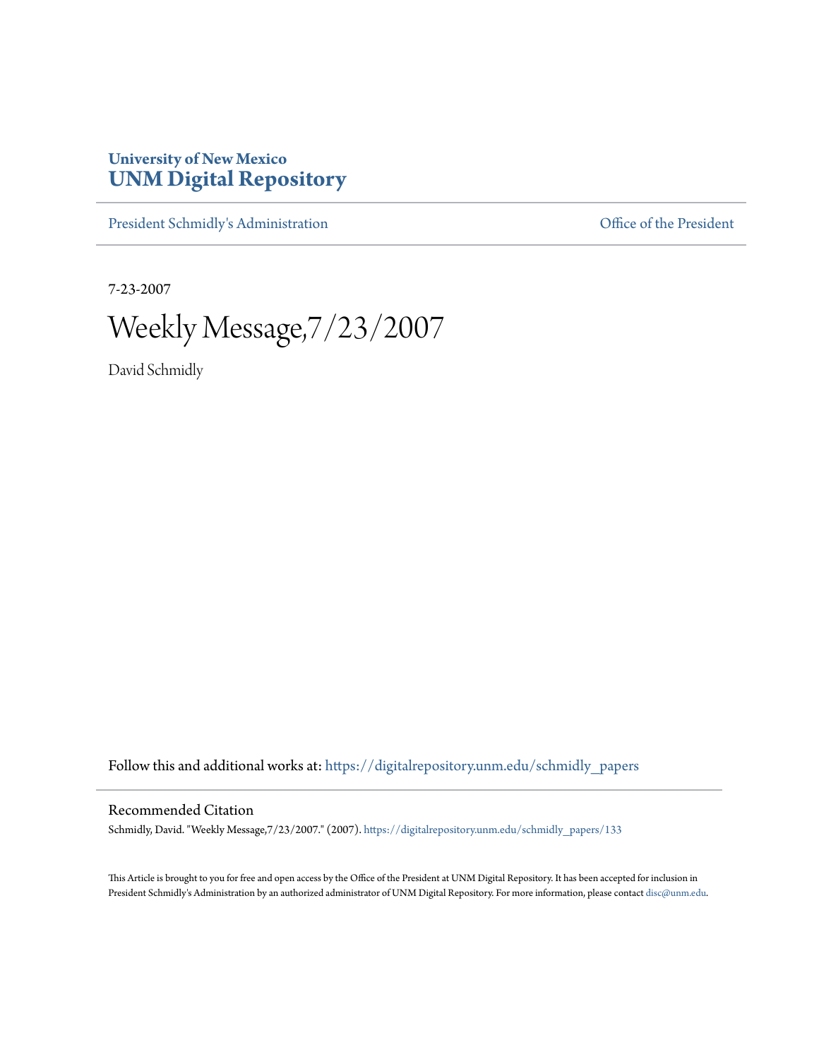University of New Mexico
**UNM Digital Repository**

President Schmidly's Administration | Office of the President

7-23-2007

# Weekly Message,7/23/2007

David Schmidly

Follow this and additional works at: https://digitalrepository.unm.edu/schmidly_papers

## Recommended Citation

Schmidly, David. "Weekly Message,7/23/2007." (2007). https://digitalrepository.unm.edu/schmidly_papers/133

This Article is brought to you for free and open access by the Office of the President at UNM Digital Repository. It has been accepted for inclusion in President Schmidly's Administration by an authorized administrator of UNM Digital Repository. For more information, please contact disc@unm.edu.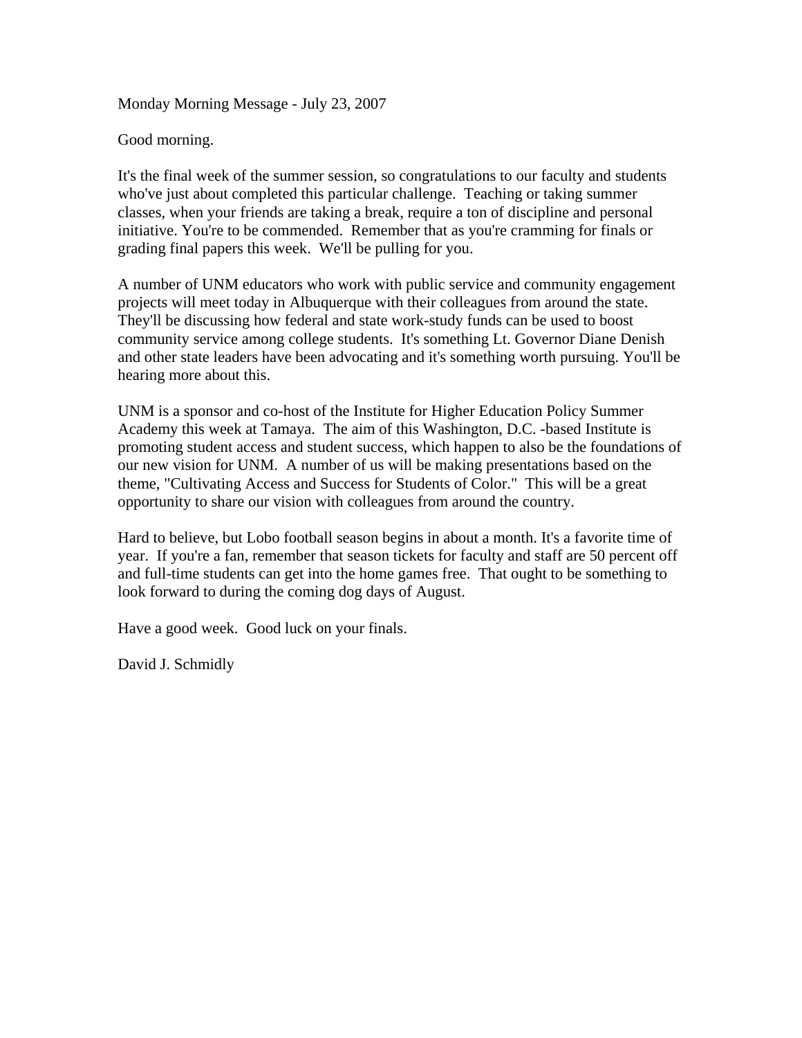Monday Morning Message - July 23, 2007

Good morning.

It's the final week of the summer session, so congratulations to our faculty and students who've just about completed this particular challenge. Teaching or taking summer classes, when your friends are taking a break, require a ton of discipline and personal initiative. You're to be commended. Remember that as you're cramming for finals or grading final papers this week. We'll be pulling for you.

A number of UNM educators who work with public service and community engagement projects will meet today in Albuquerque with their colleagues from around the state. They'll be discussing how federal and state work-study funds can be used to boost community service among college students. It's something Lt. Governor Diane Denish and other state leaders have been advocating and it's something worth pursuing. You'll be hearing more about this.

UNM is a sponsor and co-host of the Institute for Higher Education Policy Summer Academy this week at Tamaya. The aim of this Washington, D.C. -based Institute is promoting student access and student success, which happen to also be the foundations of our new vision for UNM. A number of us will be making presentations based on the theme, "Cultivating Access and Success for Students of Color." This will be a great opportunity to share our vision with colleagues from around the country.

Hard to believe, but Lobo football season begins in about a month. It's a favorite time of year. If you're a fan, remember that season tickets for faculty and staff are 50 percent off and full-time students can get into the home games free. That ought to be something to look forward to during the coming dog days of August.

Have a good week. Good luck on your finals.

David J. Schmidly